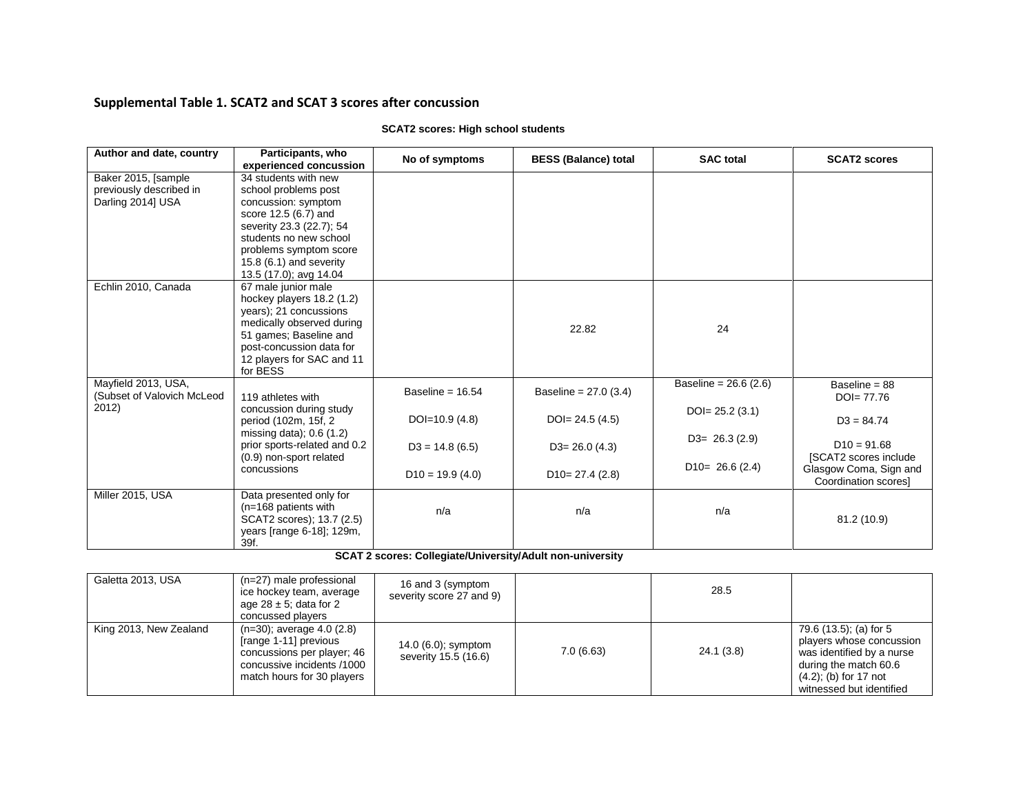## Supplemental Table 1. SCAT2 and SCAT 3 scores after concussion

**SCAT2 scores: High school students**

| Author and date, country | Participants, who experienced concussion | No of symptoms | BESS (Balance) total | SAC total | SCAT2 scores |
|---|---|---|---|---|---|
| Baker 2015, [sample previously described in Darling 2014] USA | 34 students with new school problems post concussion: symptom score 12.5 (6.7) and severity 23.3 (22.7); 54 students no new school problems symptom score 15.8 (6.1) and severity 13.5 (17.0); avg 14.04 | | | | |
| Echlin 2010, Canada | 67 male junior male hockey players 18.2 (1.2) years); 21 concussions medically observed during 51 games; Baseline and post-concussion data for 12 players for SAC and 11 for BESS | | 22.82 | 24 | |
| Mayfield 2013, USA, (Subset of Valovich McLeod 2012) | 119 athletes with concussion during study period (102m, 15f, 2 missing data); 0.6 (1.2) prior sports-related and 0.2 (0.9) non-sport related concussions | Baseline = 16.54<br><br>DOI=10.9 (4.8)<br><br>D3 = 14.8 (6.5)<br><br>D10 = 19.9 (4.0) | Baseline = 27.0 (3.4)<br><br>DOI= 24.5 (4.5)<br><br>D3= 26.0 (4.3)<br><br>D10= 27.4 (2.8) | Baseline = 26.6 (2.6)<br><br>DOI= 25.2 (3.1)<br><br>D3= 26.3 (2.9)<br><br>D10= 26.6 (2.4) | Baseline = 88<br>DOI= 77.76<br><br>D3 = 84.74<br><br>D10 = 91.68<br>[SCAT2 scores include Glasgow Coma, Sign and Coordination scores] |
| Miller 2015, USA | Data presented only for (n=168 patients with SCAT2 scores); 13.7 (2.5) years [range 6-18]; 129m, 39f. | n/a | n/a | n/a | 81.2 (10.9) |
| **SCAT 2 scores: Collegiate/University/Adult non-university** | | | | | |
| Galetta 2013, USA | (n=27) male professional ice hockey team, average age 28 ± 5; data for 2 concussed players | 16 and 3 (symptom severity score 27 and 9) | | 28.5 | |
| King 2013, New Zealand | (n=30); average 4.0 (2.8) [range 1-11] previous concussions per player; 46 concussive incidents /1000 match hours for 30 players | 14.0 (6.0); symptom severity 15.5 (16.6) | 7.0 (6.63) | 24.1 (3.8) | 79.6 (13.5); (a) for 5 players whose concussion was identified by a nurse during the match 60.6 (4.2); (b) for 17 not witnessed but identified |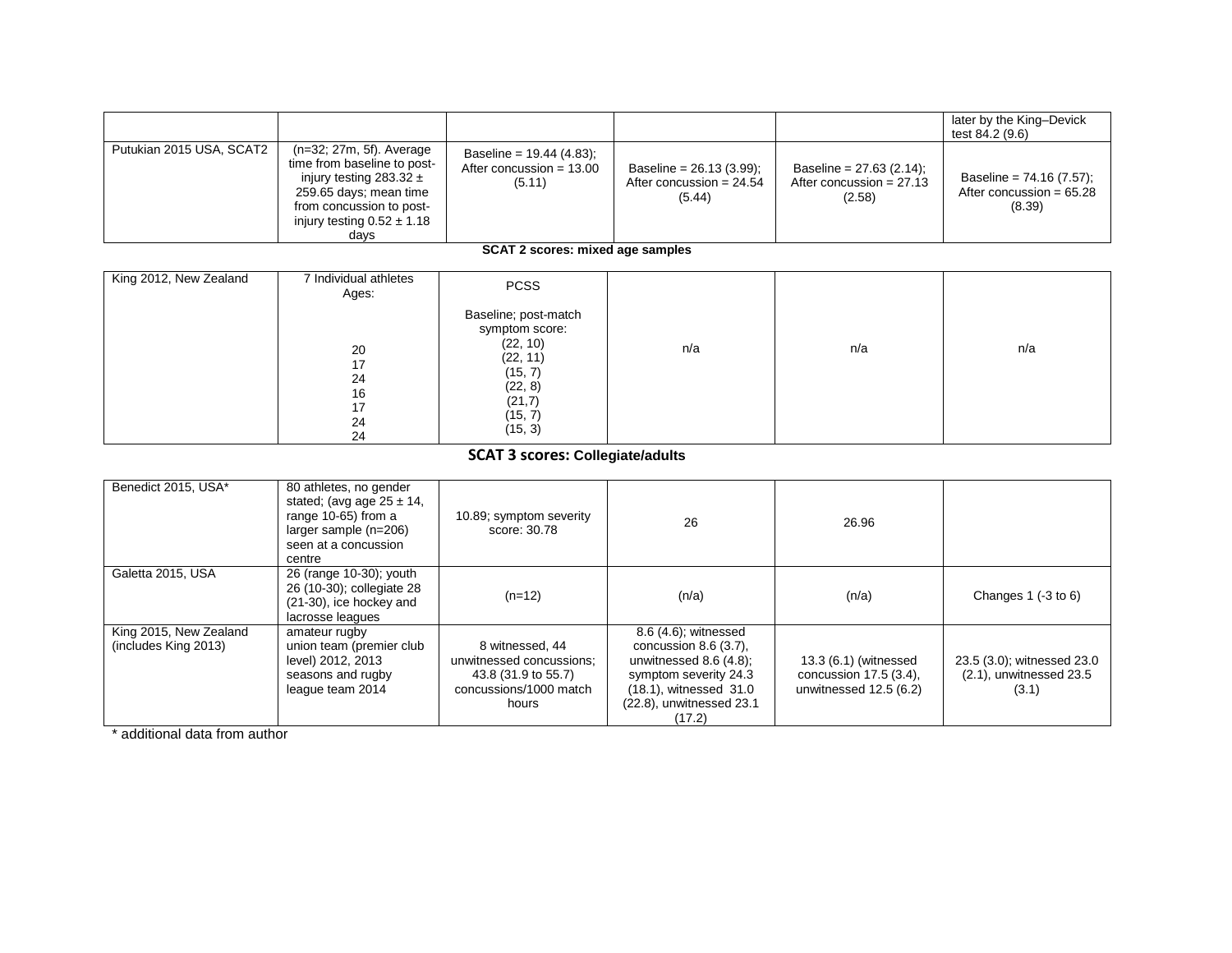| | | | | | |
|---|---|---|---|---|---|
| | | | | | later by the King–Devick test 84.2 (9.6) |
| Putukian 2015 USA, SCAT2 | (n=32; 27m, 5f). Average time from baseline to post-injury testing 283.32 ± 259.65 days; mean time from concussion to post-injury testing 0.52 ± 1.18 days | Baseline = 19.44 (4.83); After concussion = 13.00 (5.11) | Baseline = 26.13 (3.99); After concussion = 24.54 (5.44) | Baseline = 27.63 (2.14); After concussion = 27.13 (2.58) | Baseline = 74.16 (7.57); After concussion = 65.28 (8.39) |

**SCAT 2 scores: mixed age samples**

| | | | | | |
|---|---|---|---|---|---|
| King 2012, New Zealand | 7 Individual athletes Ages: 20 17 24 16 17 24 24 | PCSS Baseline; post-match symptom score: (22, 10) (22, 11) (15, 7) (22, 8) (21,7) (15, 7) (15, 3) | n/a | n/a | n/a |

**SCAT 3 scores: Collegiate/adults**

| | | | | | |
|---|---|---|---|---|---|
| Benedict 2015, USA* | 80 athletes, no gender stated; (avg age 25 ± 14, range 10-65) from a larger sample (n=206) seen at a concussion centre | 10.89; symptom severity score: 30.78 | 26 | 26.96 | |
| Galetta 2015, USA | 26 (range 10-30); youth 26 (10-30); collegiate 28 (21-30), ice hockey and lacrosse leagues | (n=12) | (n/a) | (n/a) | Changes 1 (-3 to 6) |
| King 2015, New Zealand (includes King 2013) | amateur rugby union team (premier club level) 2012, 2013 seasons and rugby league team 2014 | 8 witnessed, 44 unwitnessed concussions; 43.8 (31.9 to 55.7) concussions/1000 match hours | 8.6 (4.6); witnessed concussion 8.6 (3.7), unwitnessed 8.6 (4.8); symptom severity 24.3 (18.1), witnessed 31.0 (22.8), unwitnessed 23.1 (17.2) | 13.3 (6.1) (witnessed concussion 17.5 (3.4), unwitnessed 12.5 (6.2) | 23.5 (3.0); witnessed 23.0 (2.1), unwitnessed 23.5 (3.1) |

* additional data from author